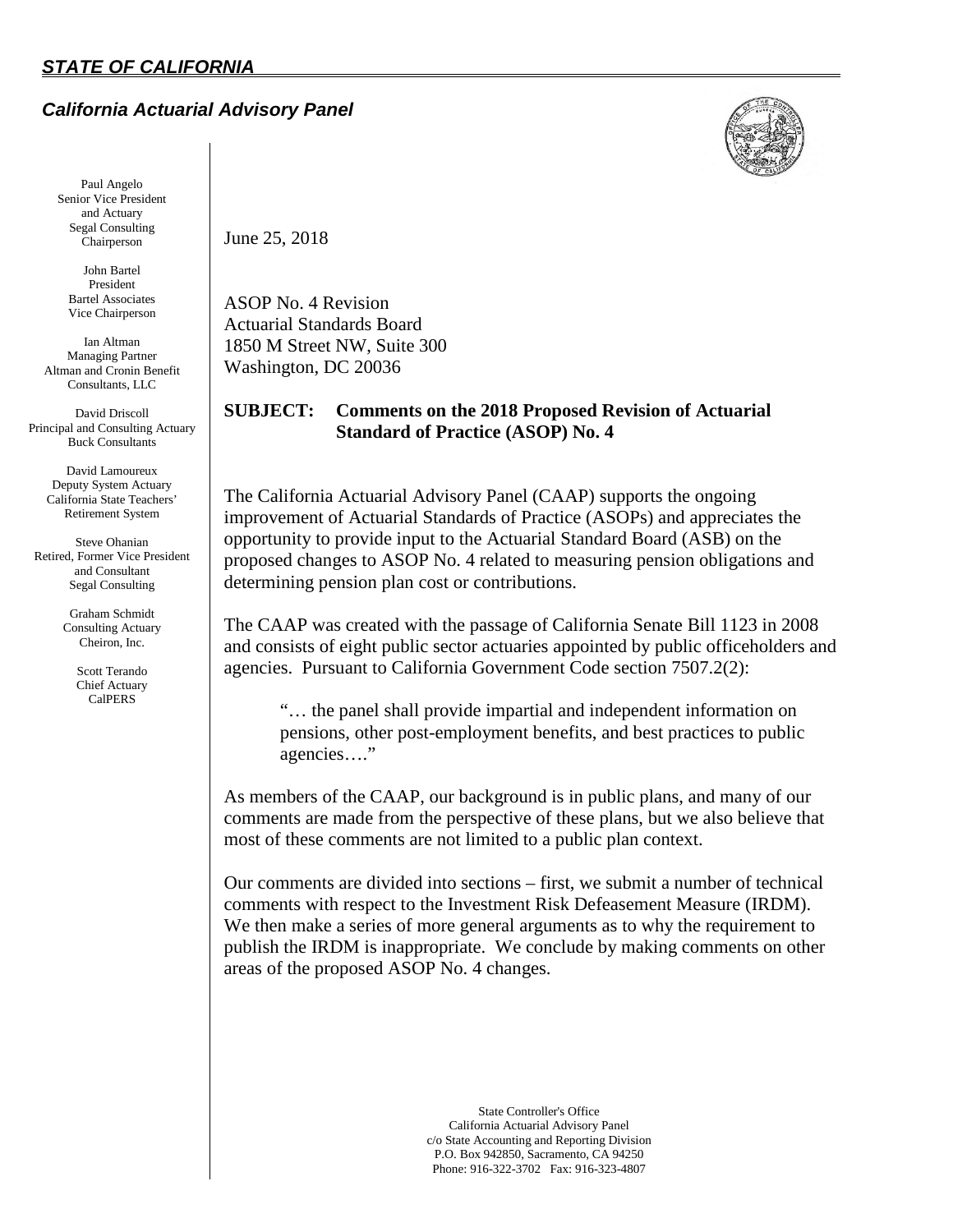***STATE OF CALIFORNIA***

***California Actuarial Advisory Panel***

Paul Angelo
Senior Vice President
and Actuary
Segal Consulting
Chairperson

John Bartel
President
Bartel Associates
Vice Chairperson

Ian Altman
Managing Partner
Altman and Cronin Benefit
Consultants, LLC

David Driscoll
Principal and Consulting Actuary
Buck Consultants

David Lamoureux
Deputy System Actuary
California State Teachers' Retirement System

Steve Ohanian
Retired, Former Vice President
and Consultant
Segal Consulting

Graham Schmidt
Consulting Actuary
Cheiron, Inc.

Scott Terando
Chief Actuary
CalPERS

June 25, 2018

ASOP No. 4 Revision
Actuarial Standards Board
1850 M Street NW, Suite 300
Washington, DC 20036

**SUBJECT: Comments on the 2018 Proposed Revision of Actuarial Standard of Practice (ASOP) No. 4**

The California Actuarial Advisory Panel (CAAP) supports the ongoing improvement of Actuarial Standards of Practice (ASOPs) and appreciates the opportunity to provide input to the Actuarial Standard Board (ASB) on the proposed changes to ASOP No. 4 related to measuring pension obligations and determining pension plan cost or contributions.

The CAAP was created with the passage of California Senate Bill 1123 in 2008 and consists of eight public sector actuaries appointed by public officeholders and agencies. Pursuant to California Government Code section 7507.2(2):

> "… the panel shall provide impartial and independent information on pensions, other post-employment benefits, and best practices to public agencies…."

As members of the CAAP, our background is in public plans, and many of our comments are made from the perspective of these plans, but we also believe that most of these comments are not limited to a public plan context.

Our comments are divided into sections – first, we submit a number of technical comments with respect to the Investment Risk Defeasement Measure (IRDM). We then make a series of more general arguments as to why the requirement to publish the IRDM is inappropriate. We conclude by making comments on other areas of the proposed ASOP No. 4 changes.

State Controller's Office
California Actuarial Advisory Panel
c/o State Accounting and Reporting Division
P.O. Box 942850, Sacramento, CA 94250
Phone: 916-322-3702 Fax: 916-323-4807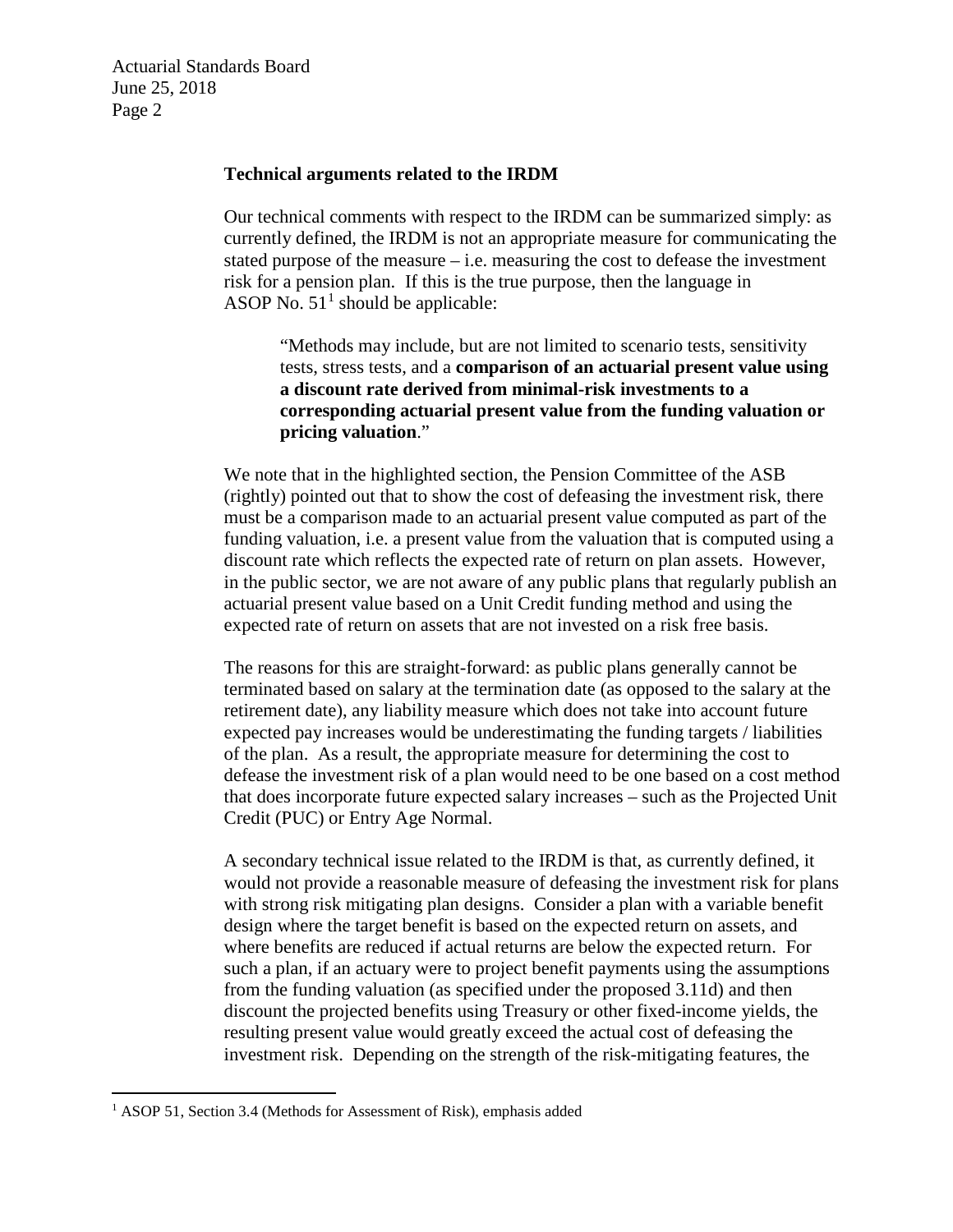### Technical arguments related to the IRDM

Our technical comments with respect to the IRDM can be summarized simply: as currently defined, the IRDM is not an appropriate measure for communicating the stated purpose of the measure – i.e. measuring the cost to defease the investment risk for a pension plan. If this is the true purpose, then the language in ASOP No. 51[1] should be applicable:

> "Methods may include, but are not limited to scenario tests, sensitivity tests, stress tests, and a **comparison of an actuarial present value using a discount rate derived from minimal-risk investments to a corresponding actuarial present value from the funding valuation or pricing valuation**."

We note that in the highlighted section, the Pension Committee of the ASB (rightly) pointed out that to show the cost of defeasing the investment risk, there must be a comparison made to an actuarial present value computed as part of the funding valuation, i.e. a present value from the valuation that is computed using a discount rate which reflects the expected rate of return on plan assets. However, in the public sector, we are not aware of any public plans that regularly publish an actuarial present value based on a Unit Credit funding method and using the expected rate of return on assets that are not invested on a risk free basis.

The reasons for this are straight-forward: as public plans generally cannot be terminated based on salary at the termination date (as opposed to the salary at the retirement date), any liability measure which does not take into account future expected pay increases would be underestimating the funding targets / liabilities of the plan. As a result, the appropriate measure for determining the cost to defease the investment risk of a plan would need to be one based on a cost method that does incorporate future expected salary increases – such as the Projected Unit Credit (PUC) or Entry Age Normal.

A secondary technical issue related to the IRDM is that, as currently defined, it would not provide a reasonable measure of defeasing the investment risk for plans with strong risk mitigating plan designs. Consider a plan with a variable benefit design where the target benefit is based on the expected return on assets, and where benefits are reduced if actual returns are below the expected return. For such a plan, if an actuary were to project benefit payments using the assumptions from the funding valuation (as specified under the proposed 3.11d) and then discount the projected benefits using Treasury or other fixed-income yields, the resulting present value would greatly exceed the actual cost of defeasing the investment risk. Depending on the strength of the risk-mitigating features, the

[1] ASOP 51, Section 3.4 (Methods for Assessment of Risk), emphasis added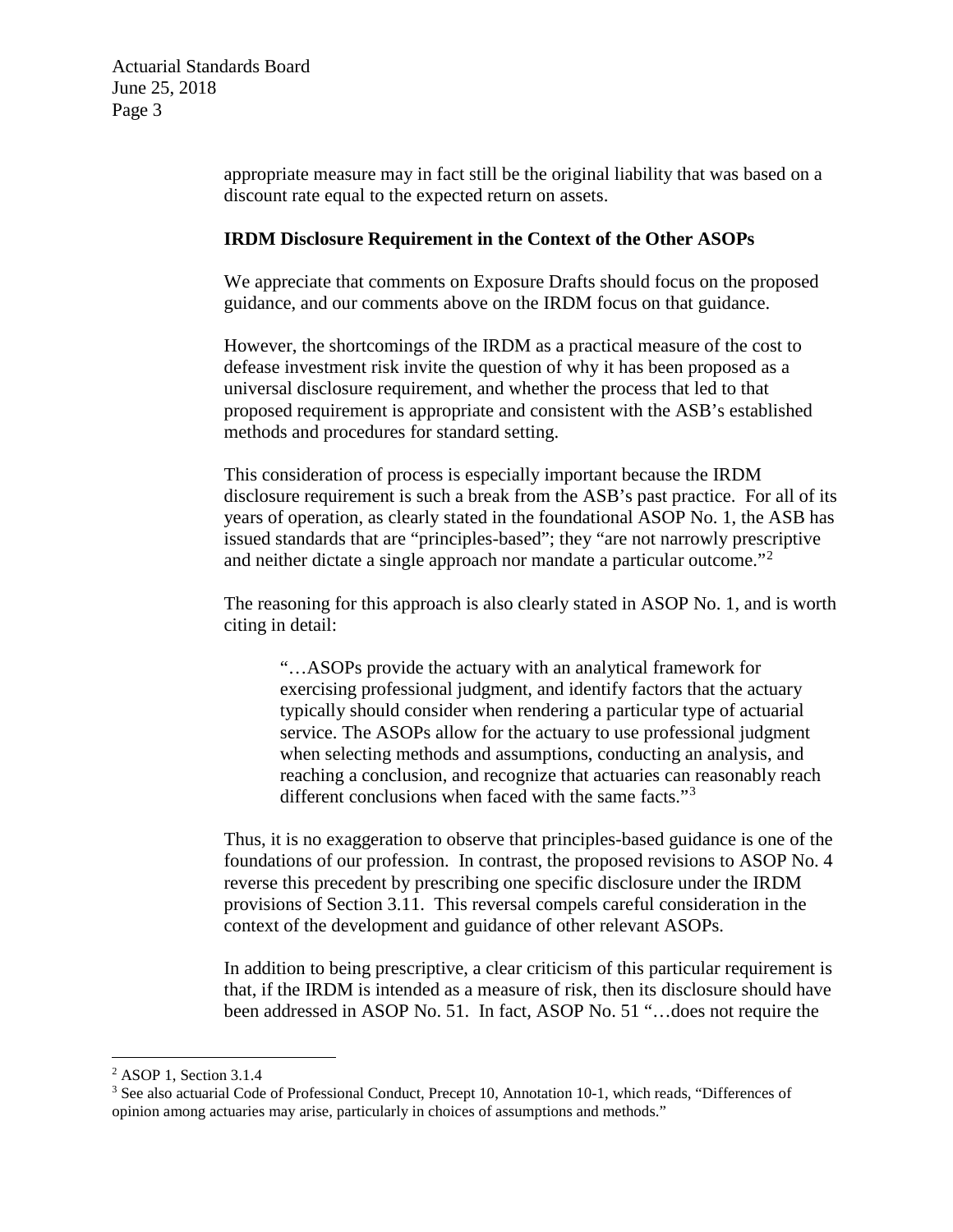appropriate measure may in fact still be the original liability that was based on a discount rate equal to the expected return on assets.

**IRDM Disclosure Requirement in the Context of the Other ASOPs**

We appreciate that comments on Exposure Drafts should focus on the proposed guidance, and our comments above on the IRDM focus on that guidance.

However, the shortcomings of the IRDM as a practical measure of the cost to defease investment risk invite the question of why it has been proposed as a universal disclosure requirement, and whether the process that led to that proposed requirement is appropriate and consistent with the ASB's established methods and procedures for standard setting.

This consideration of process is especially important because the IRDM disclosure requirement is such a break from the ASB's past practice. For all of its years of operation, as clearly stated in the foundational ASOP No. 1, the ASB has issued standards that are "principles-based"; they "are not narrowly prescriptive and neither dictate a single approach nor mandate a particular outcome."[2]

The reasoning for this approach is also clearly stated in ASOP No. 1, and is worth citing in detail:

> "…ASOPs provide the actuary with an analytical framework for exercising professional judgment, and identify factors that the actuary typically should consider when rendering a particular type of actuarial service. The ASOPs allow for the actuary to use professional judgment when selecting methods and assumptions, conducting an analysis, and reaching a conclusion, and recognize that actuaries can reasonably reach different conclusions when faced with the same facts."[3]

Thus, it is no exaggeration to observe that principles-based guidance is one of the foundations of our profession. In contrast, the proposed revisions to ASOP No. 4 reverse this precedent by prescribing one specific disclosure under the IRDM provisions of Section 3.11. This reversal compels careful consideration in the context of the development and guidance of other relevant ASOPs.

In addition to being prescriptive, a clear criticism of this particular requirement is that, if the IRDM is intended as a measure of risk, then its disclosure should have been addressed in ASOP No. 51. In fact, ASOP No. 51 "…does not require the

---

[2] ASOP 1, Section 3.1.4

[3] See also actuarial Code of Professional Conduct, Precept 10, Annotation 10-1, which reads, "Differences of opinion among actuaries may arise, particularly in choices of assumptions and methods."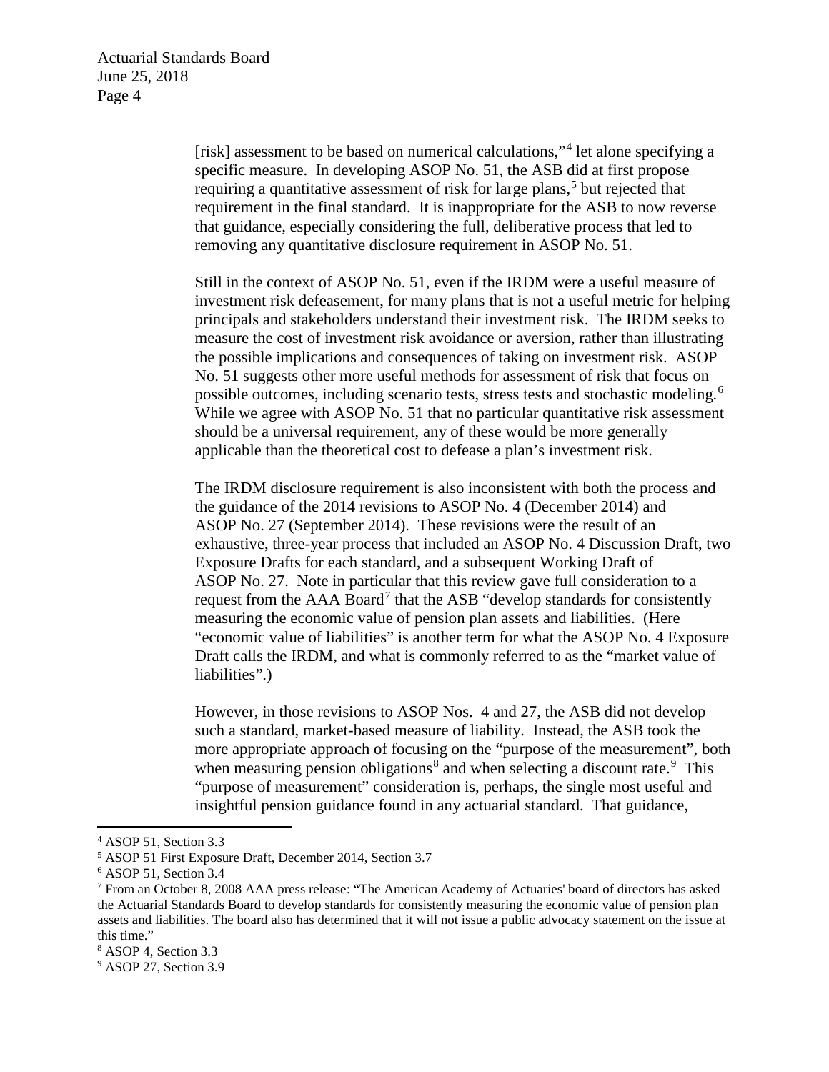[risk] assessment to be based on numerical calculations,"[4] let alone specifying a specific measure. In developing ASOP No. 51, the ASB did at first propose requiring a quantitative assessment of risk for large plans,[5] but rejected that requirement in the final standard. It is inappropriate for the ASB to now reverse that guidance, especially considering the full, deliberative process that led to removing any quantitative disclosure requirement in ASOP No. 51.

Still in the context of ASOP No. 51, even if the IRDM were a useful measure of investment risk defeasement, for many plans that is not a useful metric for helping principals and stakeholders understand their investment risk. The IRDM seeks to measure the cost of investment risk avoidance or aversion, rather than illustrating the possible implications and consequences of taking on investment risk. ASOP No. 51 suggests other more useful methods for assessment of risk that focus on possible outcomes, including scenario tests, stress tests and stochastic modeling.[6] While we agree with ASOP No. 51 that no particular quantitative risk assessment should be a universal requirement, any of these would be more generally applicable than the theoretical cost to defease a plan's investment risk.

The IRDM disclosure requirement is also inconsistent with both the process and the guidance of the 2014 revisions to ASOP No. 4 (December 2014) and ASOP No. 27 (September 2014). These revisions were the result of an exhaustive, three-year process that included an ASOP No. 4 Discussion Draft, two Exposure Drafts for each standard, and a subsequent Working Draft of ASOP No. 27. Note in particular that this review gave full consideration to a request from the AAA Board[7] that the ASB "develop standards for consistently measuring the economic value of pension plan assets and liabilities. (Here "economic value of liabilities" is another term for what the ASOP No. 4 Exposure Draft calls the IRDM, and what is commonly referred to as the "market value of liabilities".)

However, in those revisions to ASOP Nos. 4 and 27, the ASB did not develop such a standard, market-based measure of liability. Instead, the ASB took the more appropriate approach of focusing on the "purpose of the measurement", both when measuring pension obligations[8] and when selecting a discount rate.[9] This "purpose of measurement" consideration is, perhaps, the single most useful and insightful pension guidance found in any actuarial standard. That guidance,

---

[4] ASOP 51, Section 3.3

[5] ASOP 51 First Exposure Draft, December 2014, Section 3.7

[6] ASOP 51, Section 3.4

[7] From an October 8, 2008 AAA press release: "The American Academy of Actuaries' board of directors has asked the Actuarial Standards Board to develop standards for consistently measuring the economic value of pension plan assets and liabilities. The board also has determined that it will not issue a public advocacy statement on the issue at this time."

[8] ASOP 4, Section 3.3

[9] ASOP 27, Section 3.9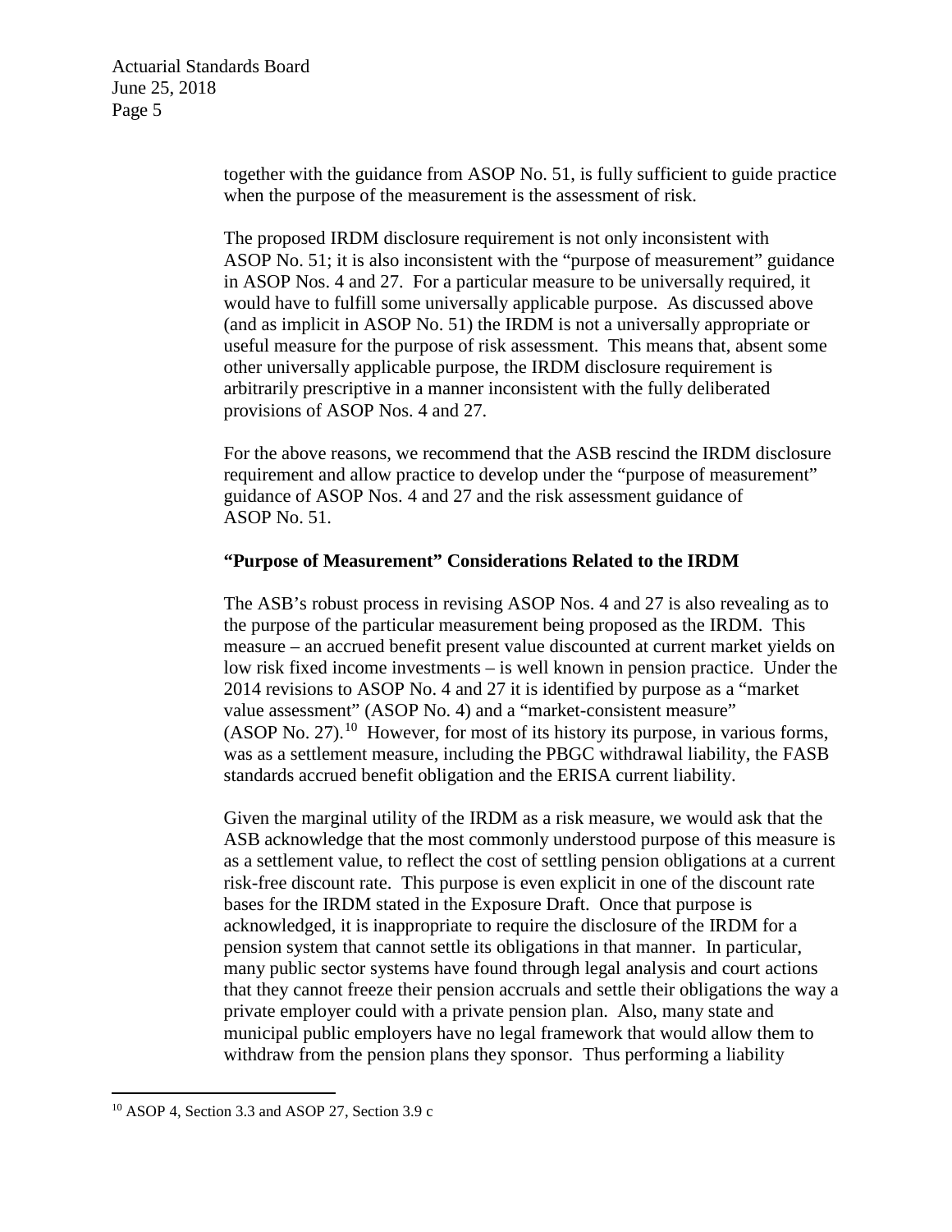together with the guidance from ASOP No. 51, is fully sufficient to guide practice when the purpose of the measurement is the assessment of risk.

The proposed IRDM disclosure requirement is not only inconsistent with ASOP No. 51; it is also inconsistent with the "purpose of measurement" guidance in ASOP Nos. 4 and 27. For a particular measure to be universally required, it would have to fulfill some universally applicable purpose. As discussed above (and as implicit in ASOP No. 51) the IRDM is not a universally appropriate or useful measure for the purpose of risk assessment. This means that, absent some other universally applicable purpose, the IRDM disclosure requirement is arbitrarily prescriptive in a manner inconsistent with the fully deliberated provisions of ASOP Nos. 4 and 27.

For the above reasons, we recommend that the ASB rescind the IRDM disclosure requirement and allow practice to develop under the "purpose of measurement" guidance of ASOP Nos. 4 and 27 and the risk assessment guidance of ASOP No. 51.

**"Purpose of Measurement" Considerations Related to the IRDM**

The ASB's robust process in revising ASOP Nos. 4 and 27 is also revealing as to the purpose of the particular measurement being proposed as the IRDM. This measure – an accrued benefit present value discounted at current market yields on low risk fixed income investments – is well known in pension practice. Under the 2014 revisions to ASOP No. 4 and 27 it is identified by purpose as a "market value assessment" (ASOP No. 4) and a "market-consistent measure" (ASOP No. 27).[10] However, for most of its history its purpose, in various forms, was as a settlement measure, including the PBGC withdrawal liability, the FASB standards accrued benefit obligation and the ERISA current liability.

Given the marginal utility of the IRDM as a risk measure, we would ask that the ASB acknowledge that the most commonly understood purpose of this measure is as a settlement value, to reflect the cost of settling pension obligations at a current risk-free discount rate. This purpose is even explicit in one of the discount rate bases for the IRDM stated in the Exposure Draft. Once that purpose is acknowledged, it is inappropriate to require the disclosure of the IRDM for a pension system that cannot settle its obligations in that manner. In particular, many public sector systems have found through legal analysis and court actions that they cannot freeze their pension accruals and settle their obligations the way a private employer could with a private pension plan. Also, many state and municipal public employers have no legal framework that would allow them to withdraw from the pension plans they sponsor. Thus performing a liability

[10] ASOP 4, Section 3.3 and ASOP 27, Section 3.9 c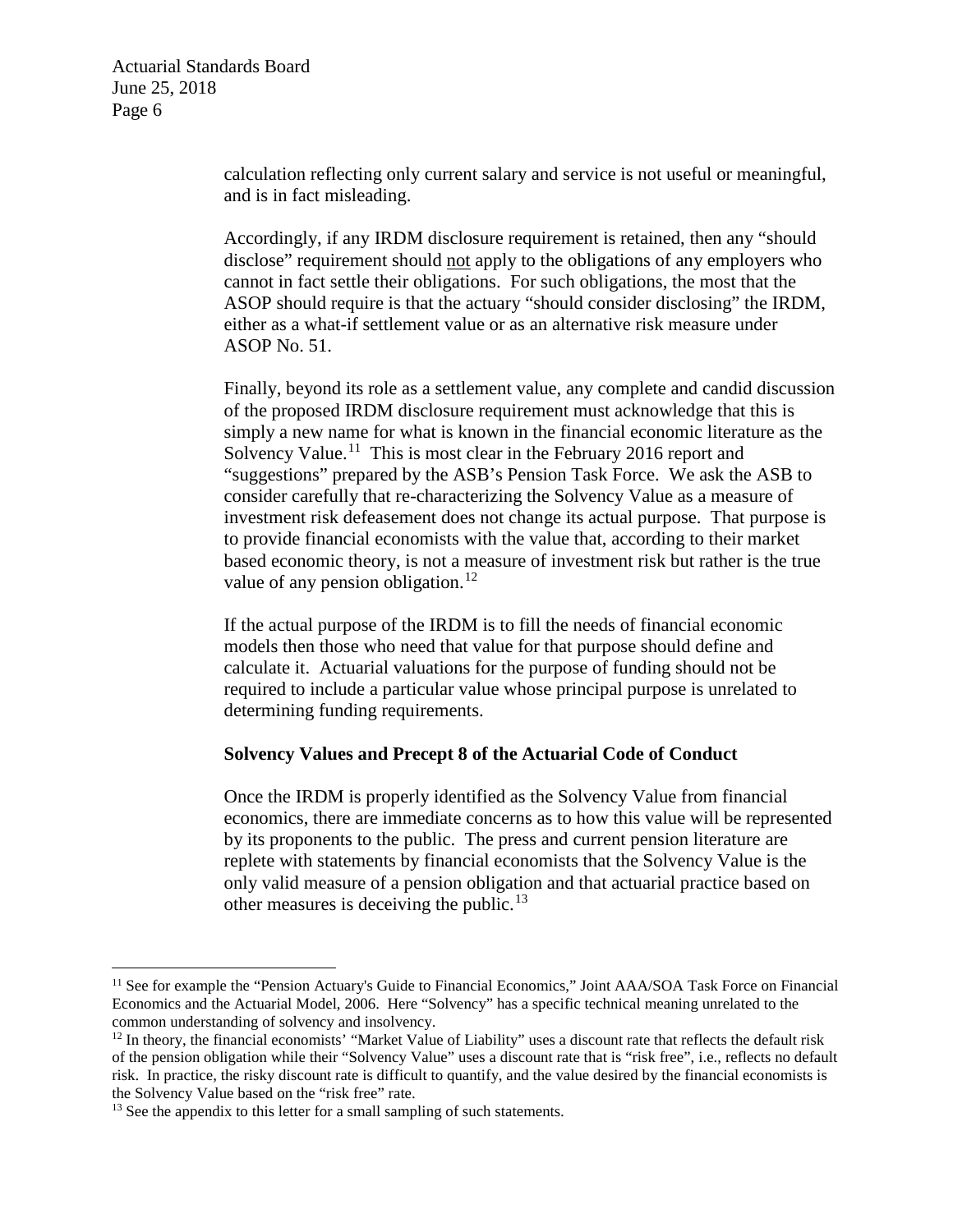calculation reflecting only current salary and service is not useful or meaningful, and is in fact misleading.

Accordingly, if any IRDM disclosure requirement is retained, then any "should disclose" requirement should not apply to the obligations of any employers who cannot in fact settle their obligations. For such obligations, the most that the ASOP should require is that the actuary "should consider disclosing" the IRDM, either as a what-if settlement value or as an alternative risk measure under ASOP No. 51.

Finally, beyond its role as a settlement value, any complete and candid discussion of the proposed IRDM disclosure requirement must acknowledge that this is simply a new name for what is known in the financial economic literature as the Solvency Value.[11] This is most clear in the February 2016 report and "suggestions" prepared by the ASB's Pension Task Force. We ask the ASB to consider carefully that re-characterizing the Solvency Value as a measure of investment risk defeasement does not change its actual purpose. That purpose is to provide financial economists with the value that, according to their market based economic theory, is not a measure of investment risk but rather is the true value of any pension obligation.[12]

If the actual purpose of the IRDM is to fill the needs of financial economic models then those who need that value for that purpose should define and calculate it. Actuarial valuations for the purpose of funding should not be required to include a particular value whose principal purpose is unrelated to determining funding requirements.

**Solvency Values and Precept 8 of the Actuarial Code of Conduct**

Once the IRDM is properly identified as the Solvency Value from financial economics, there are immediate concerns as to how this value will be represented by its proponents to the public. The press and current pension literature are replete with statements by financial economists that the Solvency Value is the only valid measure of a pension obligation and that actuarial practice based on other measures is deceiving the public.[13]

---

[11] See for example the "Pension Actuary's Guide to Financial Economics," Joint AAA/SOA Task Force on Financial Economics and the Actuarial Model, 2006. Here "Solvency" has a specific technical meaning unrelated to the common understanding of solvency and insolvency.

[12] In theory, the financial economists' "Market Value of Liability" uses a discount rate that reflects the default risk of the pension obligation while their "Solvency Value" uses a discount rate that is "risk free", i.e., reflects no default risk. In practice, the risky discount rate is difficult to quantify, and the value desired by the financial economists is the Solvency Value based on the "risk free" rate.

[13] See the appendix to this letter for a small sampling of such statements.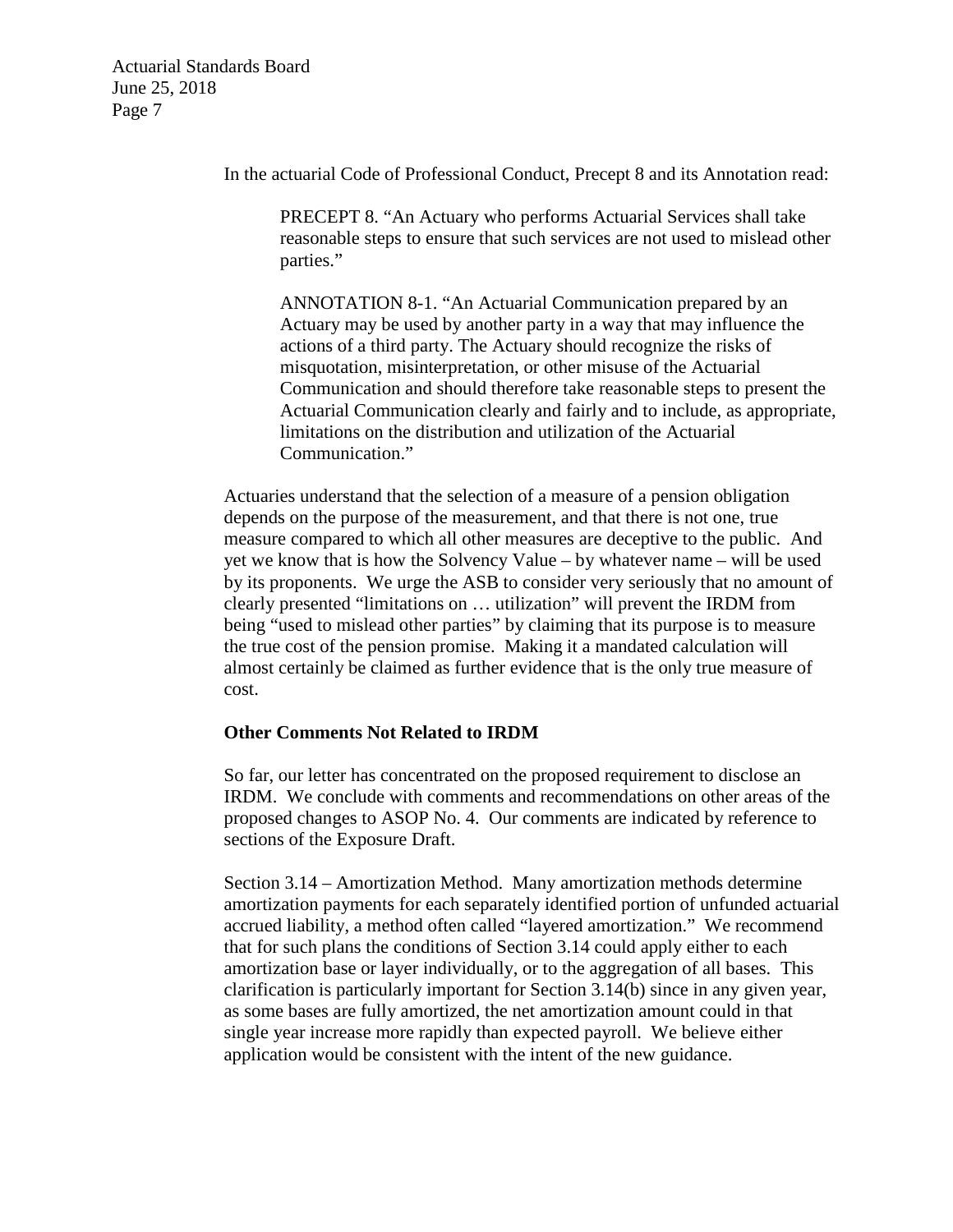In the actuarial Code of Professional Conduct, Precept 8 and its Annotation read:

> PRECEPT 8. "An Actuary who performs Actuarial Services shall take reasonable steps to ensure that such services are not used to mislead other parties."
>
> ANNOTATION 8-1. "An Actuarial Communication prepared by an Actuary may be used by another party in a way that may influence the actions of a third party. The Actuary should recognize the risks of misquotation, misinterpretation, or other misuse of the Actuarial Communication and should therefore take reasonable steps to present the Actuarial Communication clearly and fairly and to include, as appropriate, limitations on the distribution and utilization of the Actuarial Communication."

Actuaries understand that the selection of a measure of a pension obligation depends on the purpose of the measurement, and that there is not one, true measure compared to which all other measures are deceptive to the public. And yet we know that is how the Solvency Value – by whatever name – will be used by its proponents. We urge the ASB to consider very seriously that no amount of clearly presented "limitations on … utilization" will prevent the IRDM from being "used to mislead other parties" by claiming that its purpose is to measure the true cost of the pension promise. Making it a mandated calculation will almost certainly be claimed as further evidence that is the only true measure of cost.

**Other Comments Not Related to IRDM**

So far, our letter has concentrated on the proposed requirement to disclose an IRDM. We conclude with comments and recommendations on other areas of the proposed changes to ASOP No. 4. Our comments are indicated by reference to sections of the Exposure Draft.

Section 3.14 – Amortization Method. Many amortization methods determine amortization payments for each separately identified portion of unfunded actuarial accrued liability, a method often called "layered amortization." We recommend that for such plans the conditions of Section 3.14 could apply either to each amortization base or layer individually, or to the aggregation of all bases. This clarification is particularly important for Section 3.14(b) since in any given year, as some bases are fully amortized, the net amortization amount could in that single year increase more rapidly than expected payroll. We believe either application would be consistent with the intent of the new guidance.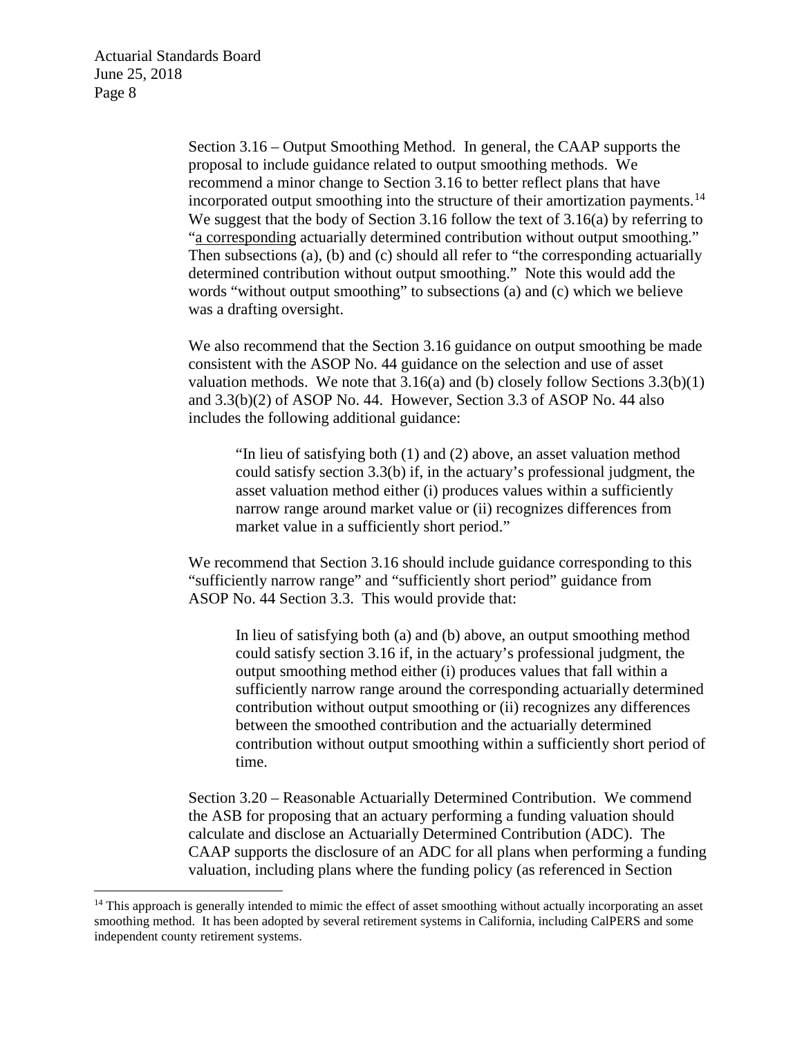Section 3.16 – Output Smoothing Method. In general, the CAAP supports the proposal to include guidance related to output smoothing methods. We recommend a minor change to Section 3.16 to better reflect plans that have incorporated output smoothing into the structure of their amortization payments.[14] We suggest that the body of Section 3.16 follow the text of 3.16(a) by referring to "a corresponding actuarially determined contribution without output smoothing." Then subsections (a), (b) and (c) should all refer to "the corresponding actuarially determined contribution without output smoothing." Note this would add the words "without output smoothing" to subsections (a) and (c) which we believe was a drafting oversight.

We also recommend that the Section 3.16 guidance on output smoothing be made consistent with the ASOP No. 44 guidance on the selection and use of asset valuation methods. We note that 3.16(a) and (b) closely follow Sections 3.3(b)(1) and 3.3(b)(2) of ASOP No. 44. However, Section 3.3 of ASOP No. 44 also includes the following additional guidance:

> "In lieu of satisfying both (1) and (2) above, an asset valuation method could satisfy section 3.3(b) if, in the actuary's professional judgment, the asset valuation method either (i) produces values within a sufficiently narrow range around market value or (ii) recognizes differences from market value in a sufficiently short period."

We recommend that Section 3.16 should include guidance corresponding to this "sufficiently narrow range" and "sufficiently short period" guidance from ASOP No. 44 Section 3.3. This would provide that:

> In lieu of satisfying both (a) and (b) above, an output smoothing method could satisfy section 3.16 if, in the actuary's professional judgment, the output smoothing method either (i) produces values that fall within a sufficiently narrow range around the corresponding actuarially determined contribution without output smoothing or (ii) recognizes any differences between the smoothed contribution and the actuarially determined contribution without output smoothing within a sufficiently short period of time.

Section 3.20 – Reasonable Actuarially Determined Contribution. We commend the ASB for proposing that an actuary performing a funding valuation should calculate and disclose an Actuarially Determined Contribution (ADC). The CAAP supports the disclosure of an ADC for all plans when performing a funding valuation, including plans where the funding policy (as referenced in Section

[14] This approach is generally intended to mimic the effect of asset smoothing without actually incorporating an asset smoothing method. It has been adopted by several retirement systems in California, including CalPERS and some independent county retirement systems.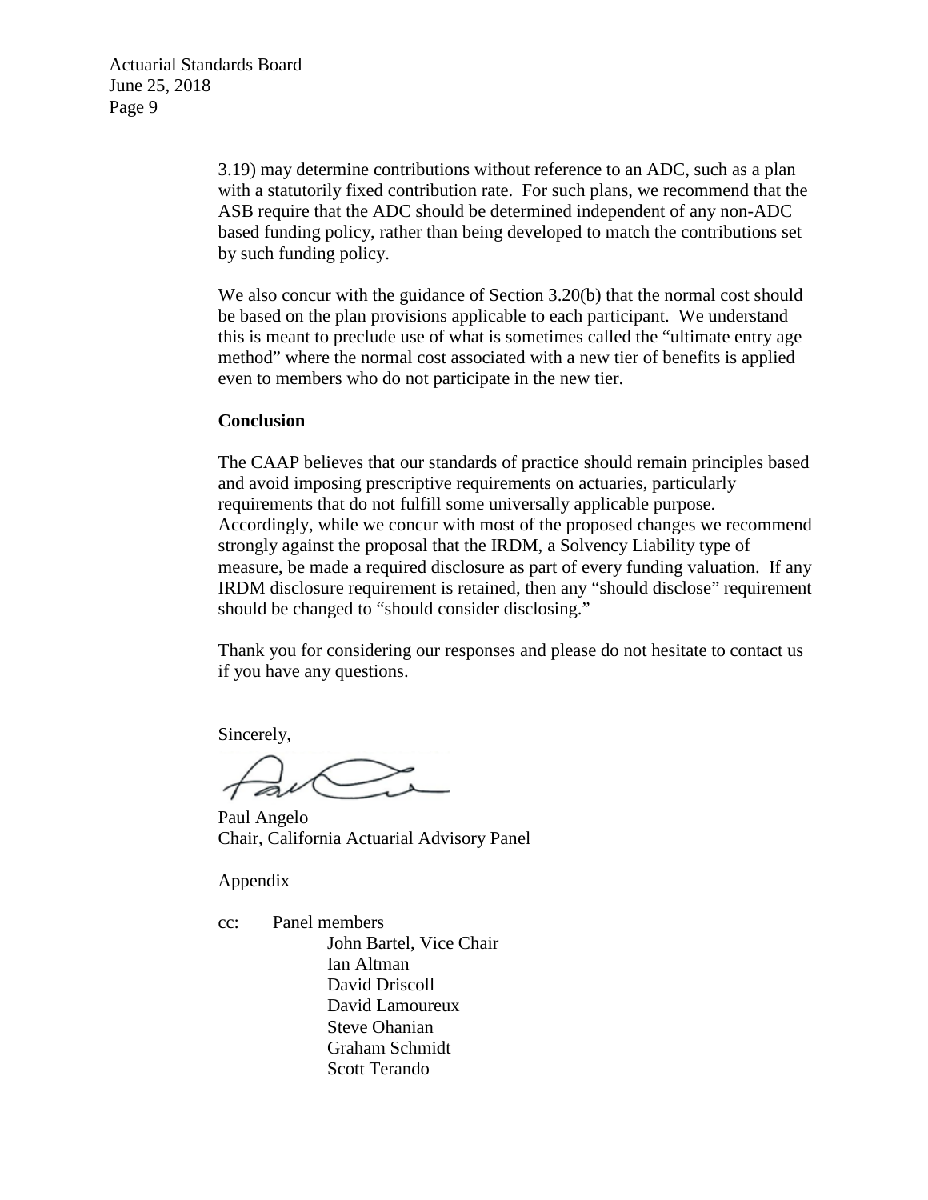3.19) may determine contributions without reference to an ADC, such as a plan with a statutorily fixed contribution rate. For such plans, we recommend that the ASB require that the ADC should be determined independent of any non-ADC based funding policy, rather than being developed to match the contributions set by such funding policy.

We also concur with the guidance of Section 3.20(b) that the normal cost should be based on the plan provisions applicable to each participant. We understand this is meant to preclude use of what is sometimes called the "ultimate entry age method" where the normal cost associated with a new tier of benefits is applied even to members who do not participate in the new tier.

**Conclusion**

The CAAP believes that our standards of practice should remain principles based and avoid imposing prescriptive requirements on actuaries, particularly requirements that do not fulfill some universally applicable purpose. Accordingly, while we concur with most of the proposed changes we recommend strongly against the proposal that the IRDM, a Solvency Liability type of measure, be made a required disclosure as part of every funding valuation. If any IRDM disclosure requirement is retained, then any "should disclose" requirement should be changed to "should consider disclosing."

Thank you for considering our responses and please do not hesitate to contact us if you have any questions.

Sincerely,

Paul Angelo
Chair, California Actuarial Advisory Panel

Appendix

cc: Panel members
- John Bartel, Vice Chair
- Ian Altman
- David Driscoll
- David Lamoureux
- Steve Ohanian
- Graham Schmidt
- Scott Terando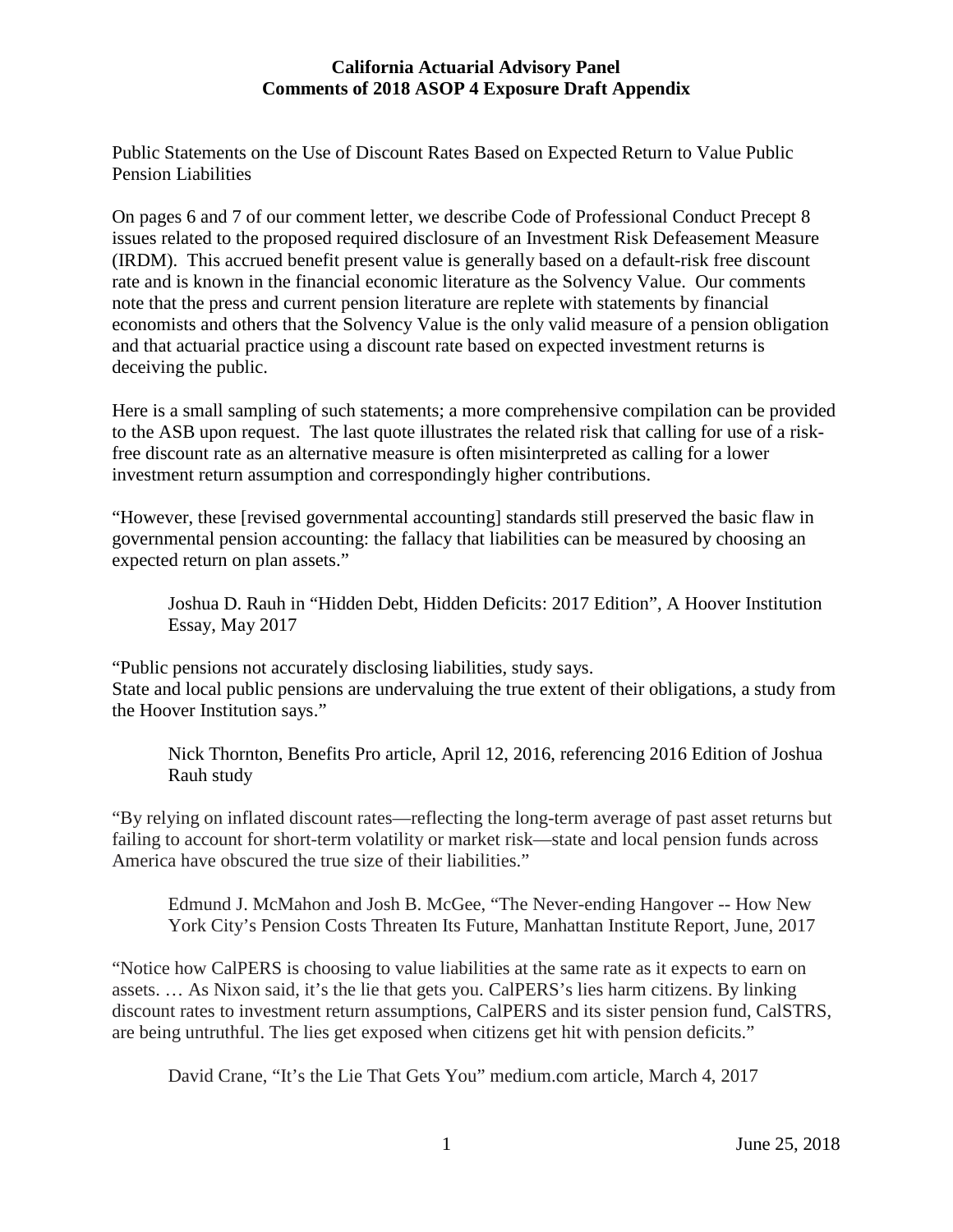# California Actuarial Advisory Panel
## Comments of 2018 ASOP 4 Exposure Draft Appendix

Public Statements on the Use of Discount Rates Based on Expected Return to Value Public Pension Liabilities

On pages 6 and 7 of our comment letter, we describe Code of Professional Conduct Precept 8 issues related to the proposed required disclosure of an Investment Risk Defeasement Measure (IRDM). This accrued benefit present value is generally based on a default-risk free discount rate and is known in the financial economic literature as the Solvency Value. Our comments note that the press and current pension literature are replete with statements by financial economists and others that the Solvency Value is the only valid measure of a pension obligation and that actuarial practice using a discount rate based on expected investment returns is deceiving the public.

Here is a small sampling of such statements; a more comprehensive compilation can be provided to the ASB upon request. The last quote illustrates the related risk that calling for use of a risk-free discount rate as an alternative measure is often misinterpreted as calling for a lower investment return assumption and correspondingly higher contributions.

"However, these [revised governmental accounting] standards still preserved the basic flaw in governmental pension accounting: the fallacy that liabilities can be measured by choosing an expected return on plan assets."

> Joshua D. Rauh in "Hidden Debt, Hidden Deficits: 2017 Edition", A Hoover Institution Essay, May 2017

"Public pensions not accurately disclosing liabilities, study says.
State and local public pensions are undervaluing the true extent of their obligations, a study from the Hoover Institution says."

> Nick Thornton, Benefits Pro article, April 12, 2016, referencing 2016 Edition of Joshua Rauh study

"By relying on inflated discount rates—reflecting the long-term average of past asset returns but failing to account for short-term volatility or market risk—state and local pension funds across America have obscured the true size of their liabilities."

> Edmund J. McMahon and Josh B. McGee, "The Never-ending Hangover -- How New York City's Pension Costs Threaten Its Future, Manhattan Institute Report, June, 2017

"Notice how CalPERS is choosing to value liabilities at the same rate as it expects to earn on assets. … As Nixon said, it's the lie that gets you. CalPERS's lies harm citizens. By linking discount rates to investment return assumptions, CalPERS and its sister pension fund, CalSTRS, are being untruthful. The lies get exposed when citizens get hit with pension deficits."

> David Crane, "It's the Lie That Gets You" medium.com article, March 4, 2017

June 25, 2018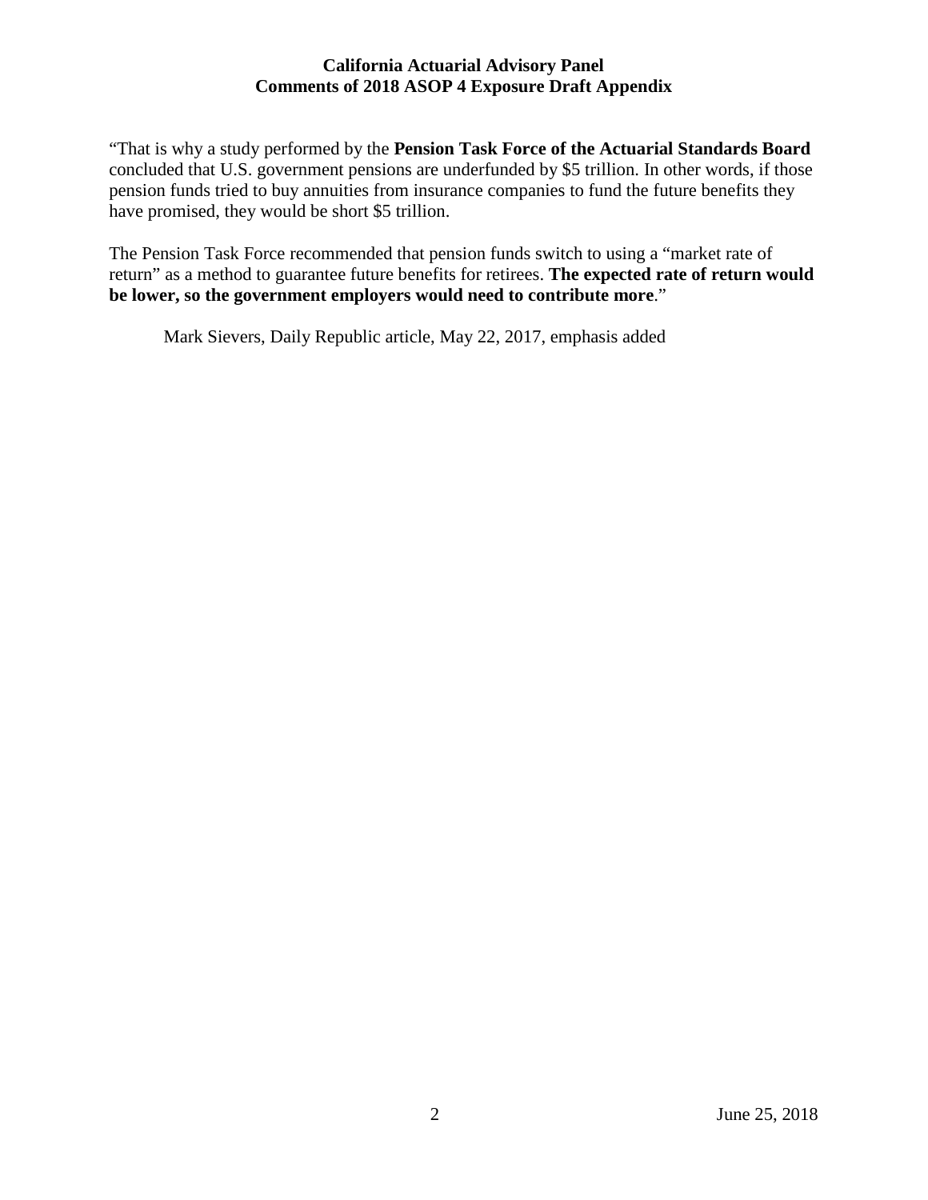“That is why a study performed by the **Pension Task Force of the Actuarial Standards Board** concluded that U.S. government pensions are underfunded by $5 trillion. In other words, if those pension funds tried to buy annuities from insurance companies to fund the future benefits they have promised, they would be short $5 trillion.

The Pension Task Force recommended that pension funds switch to using a “market rate of return” as a method to guarantee future benefits for retirees. **The expected rate of return would be lower, so the government employers would need to contribute more**.”

Mark Sievers, Daily Republic article, May 22, 2017, emphasis added